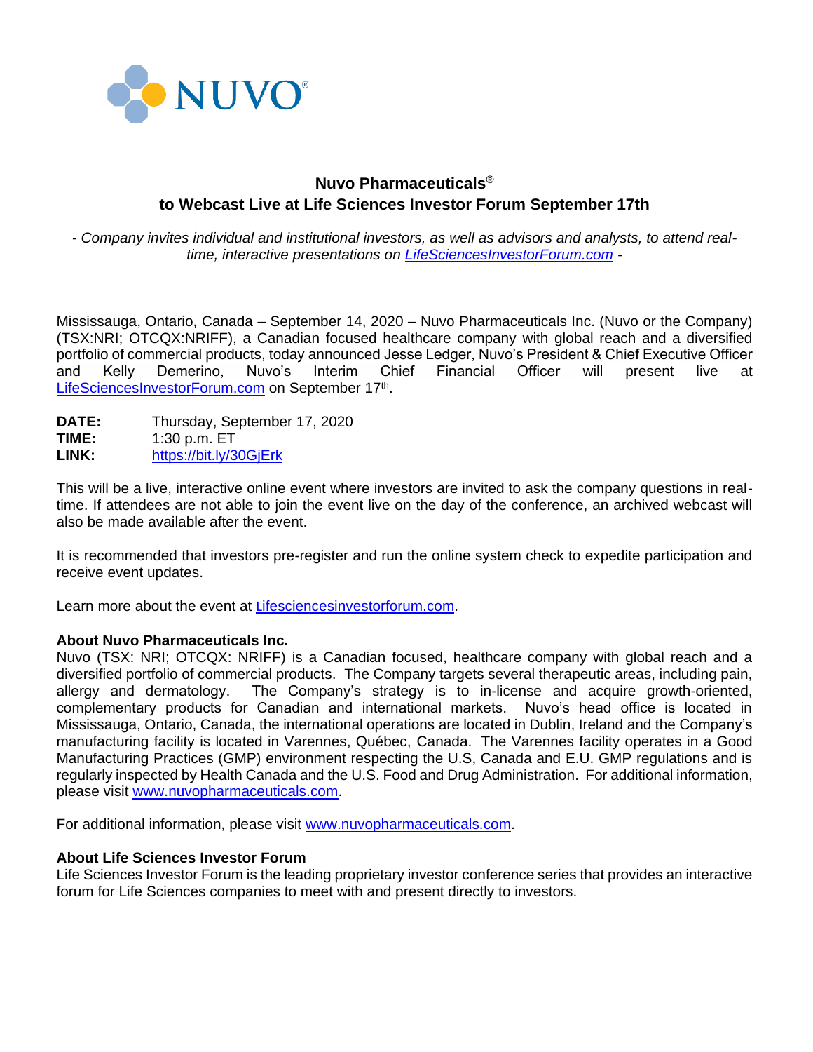NUVO®

## Nuvo Pharmaceuticals®
## to Webcast Live at Life Sciences Investor Forum September 17th

*- Company invites individual and institutional investors, as well as advisors and analysts, to attend real-time, interactive presentations on [LifeSciencesInvestorForum.com](LifeSciencesInvestorForum.com) -*

Mississauga, Ontario, Canada – September 14, 2020 – Nuvo Pharmaceuticals Inc. (Nuvo or the Company) (TSX:NRI; OTCQX:NRIFF), a Canadian focused healthcare company with global reach and a diversified portfolio of commercial products, today announced Jesse Ledger, Nuvo's President & Chief Executive Officer and Kelly Demerino, Nuvo's Interim Chief Financial Officer will present live at [LifeSciencesInvestorForum.com](LifeSciencesInvestorForum.com) on September 17th.

**DATE:** Thursday, September 17, 2020
**TIME:** 1:30 p.m. ET
**LINK:** [https://bit.ly/30GjErk](https://bit.ly/30GjErk)

This will be a live, interactive online event where investors are invited to ask the company questions in real-time. If attendees are not able to join the event live on the day of the conference, an archived webcast will also be made available after the event.

It is recommended that investors pre-register and run the online system check to expedite participation and receive event updates.

Learn more about the event at [Lifesciencesinvestorforum.com](Lifesciencesinvestorforum.com).

**About Nuvo Pharmaceuticals Inc.**
Nuvo (TSX: NRI; OTCQX: NRIFF) is a Canadian focused, healthcare company with global reach and a diversified portfolio of commercial products. The Company targets several therapeutic areas, including pain, allergy and dermatology. The Company's strategy is to in-license and acquire growth-oriented, complementary products for Canadian and international markets. Nuvo's head office is located in Mississauga, Ontario, Canada, the international operations are located in Dublin, Ireland and the Company's manufacturing facility is located in Varennes, Québec, Canada. The Varennes facility operates in a Good Manufacturing Practices (GMP) environment respecting the U.S, Canada and E.U. GMP regulations and is regularly inspected by Health Canada and the U.S. Food and Drug Administration. For additional information, please visit [www.nuvopharmaceuticals.com](www.nuvopharmaceuticals.com).

For additional information, please visit [www.nuvopharmaceuticals.com](www.nuvopharmaceuticals.com).

**About Life Sciences Investor Forum**
Life Sciences Investor Forum is the leading proprietary investor conference series that provides an interactive forum for Life Sciences companies to meet with and present directly to investors.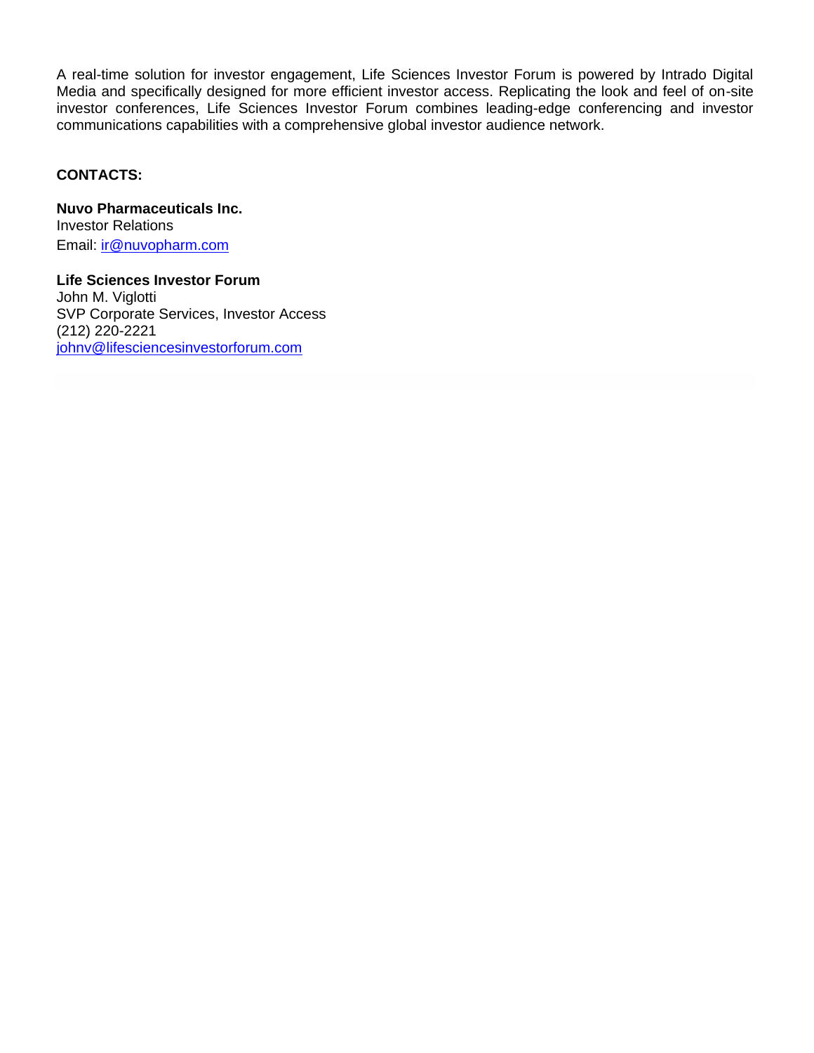A real-time solution for investor engagement, Life Sciences Investor Forum is powered by Intrado Digital Media and specifically designed for more efficient investor access. Replicating the look and feel of on-site investor conferences, Life Sciences Investor Forum combines leading-edge conferencing and investor communications capabilities with a comprehensive global investor audience network.

**CONTACTS:**

**Nuvo Pharmaceuticals Inc.**
Investor Relations
Email: ir@nuvopharm.com

**Life Sciences Investor Forum**
John M. Viglotti
SVP Corporate Services, Investor Access
(212) 220-2221
johnv@lifesciencesinvestorforum.com